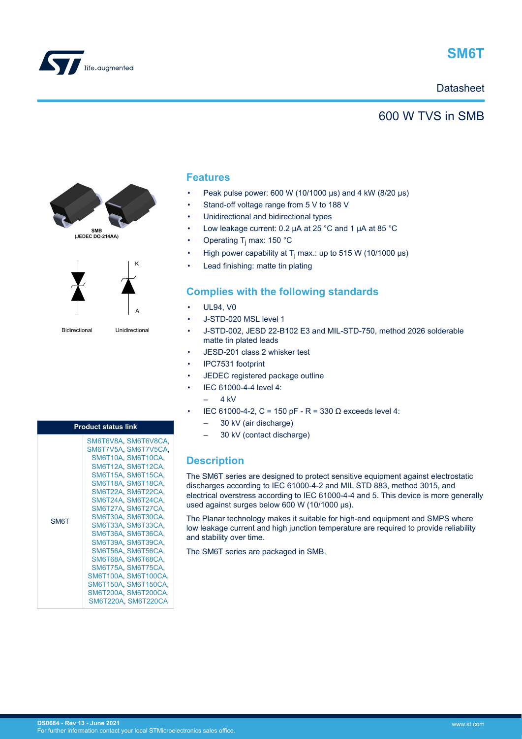# SM6T

Datasheet

## 600 W TVS in SMB

SMB
(JEDEC DO-214AA)

Bidirectional Unidirectional

K

A

| Product status link | |
|---|---|
| SM6T | SM6T6V8A, SM6T6V8CA, SM6T7V5A, SM6T7V5CA, SM6T10A, SM6T10CA, SM6T12A, SM6T12CA, SM6T15A, SM6T15CA, SM6T18A, SM6T18CA, SM6T22A, SM6T22CA, SM6T24A, SM6T24CA, SM6T27A, SM6T27CA, SM6T30A, SM6T30CA, SM6T33A, SM6T33CA, SM6T36A, SM6T36CA, SM6T39A, SM6T39CA, SM6T56A, SM6T56CA, SM6T68A, SM6T68CA, SM6T75A, SM6T75CA, SM6T100A, SM6T100CA, SM6T150A, SM6T150CA, SM6T200A, SM6T200CA, SM6T220A, SM6T220CA |

## Features

- Peak pulse power: 600 W (10/1000 µs) and 4 kW (8/20 µs)
- Stand-off voltage range from 5 V to 188 V
- Unidirectional and bidirectional types
- Low leakage current: 0.2 µA at 25 °C and 1 µA at 85 °C
- Operating $T_j$ max: 150 °C
- High power capability at $T_j$ max.: up to 515 W (10/1000 µs)
- Lead finishing: matte tin plating

## Complies with the following standards

- UL94, V0
- J-STD-020 MSL level 1
- J-STD-002, JESD 22-B102 E3 and MIL-STD-750, method 2026 solderable matte tin plated leads
- JESD-201 class 2 whisker test
- IPC7531 footprint
- JEDEC registered package outline
- IEC 61000-4-4 level 4:
  - 4 kV
- IEC 61000-4-2, C = 150 pF - R = 330 Ω exceeds level 4:
  - 30 kV (air discharge)
  - 30 kV (contact discharge)

## Description

The SM6T series are designed to protect sensitive equipment against electrostatic discharges according to IEC 61000-4-2 and MIL STD 883, method 3015, and electrical overstress according to IEC 61000-4-4 and 5. This device is more generally used against surges below 600 W (10/1000 µs).

The Planar technology makes it suitable for high-end equipment and SMPS where low leakage current and high junction temperature are required to provide reliability and stability over time.

The SM6T series are packaged in SMB.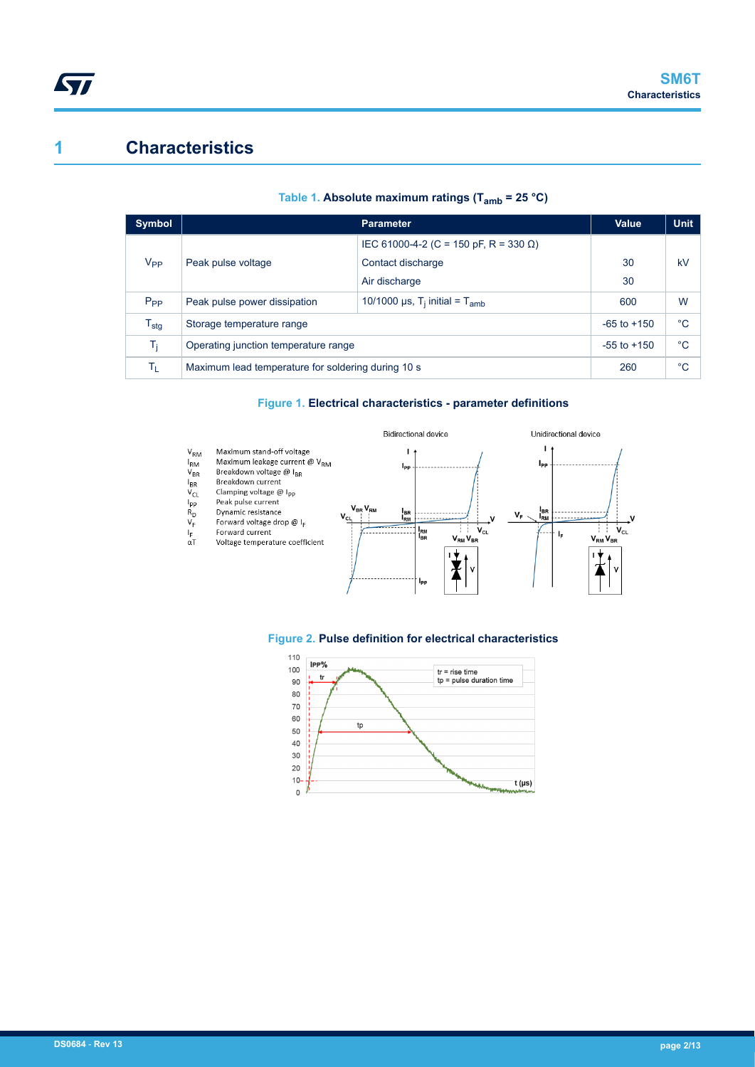# 1 Characteristics

**Table 1. Absolute maximum ratings ($T_{amb}$ = 25 °C)**

| Symbol | Parameter | | Value | Unit |
|---|---|---|---|---|
| $V_{PP}$ | Peak pulse voltage | IEC 61000-4-2 (C = 150 pF, R = 330 Ω) | | kV |
| | | Contact discharge | 30 | |
| | | Air discharge | 30 | |
| $P_{PP}$ | Peak pulse power dissipation | 10/1000 µs, $T_j$ initial = $T_{amb}$ | 600 | W |
| $T_{stg}$ | Storage temperature range | | -65 to +150 | °C |
| $T_j$ | Operating junction temperature range | | -55 to +150 | °C |
| $T_L$ | Maximum lead temperature for soldering during 10 s | | 260 | °C |

**Figure 1. Electrical characteristics - parameter definitions**

$V_{RM}$ Maximum stand-off voltage
$I_{RM}$ Maximum leakage current @ $V_{RM}$
$V_{BR}$ Breakdown voltage @ $I_{BR}$
$I_{BR}$ Breakdown current
$V_{CL}$ Clamping voltage @ $I_{PP}$
$I_{PP}$ Peak pulse current
$R_D$ Dynamic resistance
$V_F$ Forward voltage drop @ $I_F$
$I_F$ Forward current
$\alpha T$ Voltage temperature coefficient

**Figure 2. Pulse definition for electrical characteristics**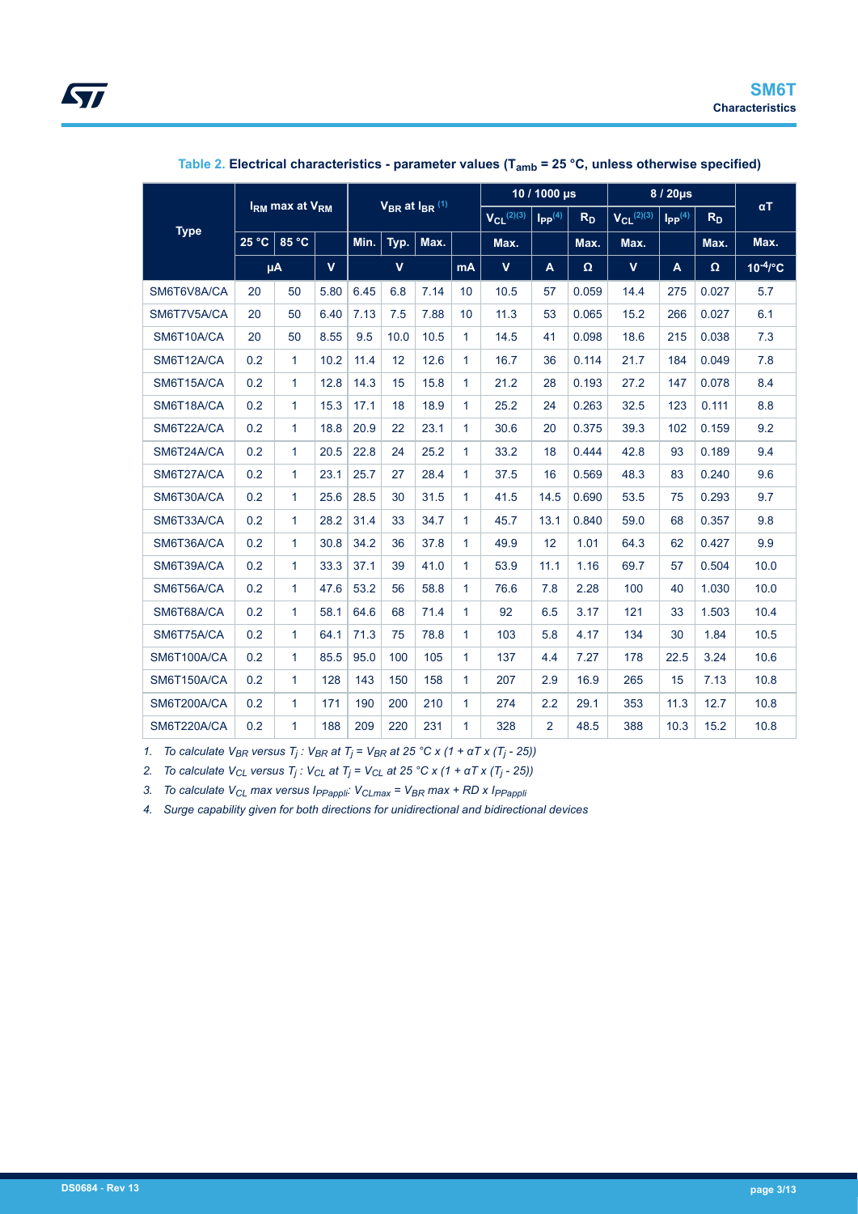Table 2. Electrical characteristics - parameter values ($T_{amb}$ = 25 °C, unless otherwise specified)

| Type | $I_{RM}$ max at $V_{RM}$ | | | $V_{BR}$ at $I_{BR}$ [(1)] | | | | 10 / 1000 µs | | | 8 / 20µs | | | αT |
|---|---|---|---|---|---|---|---|---|---|---|---|---|---|---|
| | | | | | | | | $V_{CL}$ [(2)(3)] | $I_{PP}$ [(4)] | $R_D$ | $V_{CL}$ [(2)(3)] | $I_{PP}$ [(4)] | $R_D$ | |
| | 25 °C | 85 °C | | Min. | Typ. | Max. | | Max. | | Max. | Max. | | Max. | Max. |
| | µA | | V | V | | | mA | V | A | Ω | V | A | Ω | $10^{-4}$/°C |
| SM6T6V8A/CA | 20 | 50 | 5.80 | 6.45 | 6.8 | 7.14 | 10 | 10.5 | 57 | 0.059 | 14.4 | 275 | 0.027 | 5.7 |
| SM6T7V5A/CA | 20 | 50 | 6.40 | 7.13 | 7.5 | 7.88 | 10 | 11.3 | 53 | 0.065 | 15.2 | 266 | 0.027 | 6.1 |
| SM6T10A/CA | 20 | 50 | 8.55 | 9.5 | 10.0 | 10.5 | 1 | 14.5 | 41 | 0.098 | 18.6 | 215 | 0.038 | 7.3 |
| SM6T12A/CA | 0.2 | 1 | 10.2 | 11.4 | 12 | 12.6 | 1 | 16.7 | 36 | 0.114 | 21.7 | 184 | 0.049 | 7.8 |
| SM6T15A/CA | 0.2 | 1 | 12.8 | 14.3 | 15 | 15.8 | 1 | 21.2 | 28 | 0.193 | 27.2 | 147 | 0.078 | 8.4 |
| SM6T18A/CA | 0.2 | 1 | 15.3 | 17.1 | 18 | 18.9 | 1 | 25.2 | 24 | 0.263 | 32.5 | 123 | 0.111 | 8.8 |
| SM6T22A/CA | 0.2 | 1 | 18.8 | 20.9 | 22 | 23.1 | 1 | 30.6 | 20 | 0.375 | 39.3 | 102 | 0.159 | 9.2 |
| SM6T24A/CA | 0.2 | 1 | 20.5 | 22.8 | 24 | 25.2 | 1 | 33.2 | 18 | 0.444 | 42.8 | 93 | 0.189 | 9.4 |
| SM6T27A/CA | 0.2 | 1 | 23.1 | 25.7 | 27 | 28.4 | 1 | 37.5 | 16 | 0.569 | 48.3 | 83 | 0.240 | 9.6 |
| SM6T30A/CA | 0.2 | 1 | 25.6 | 28.5 | 30 | 31.5 | 1 | 41.5 | 14.5 | 0.690 | 53.5 | 75 | 0.293 | 9.7 |
| SM6T33A/CA | 0.2 | 1 | 28.2 | 31.4 | 33 | 34.7 | 1 | 45.7 | 13.1 | 0.840 | 59.0 | 68 | 0.357 | 9.8 |
| SM6T36A/CA | 0.2 | 1 | 30.8 | 34.2 | 36 | 37.8 | 1 | 49.9 | 12 | 1.01 | 64.3 | 62 | 0.427 | 9.9 |
| SM6T39A/CA | 0.2 | 1 | 33.3 | 37.1 | 39 | 41.0 | 1 | 53.9 | 11.1 | 1.16 | 69.7 | 57 | 0.504 | 10.0 |
| SM6T56A/CA | 0.2 | 1 | 47.6 | 53.2 | 56 | 58.8 | 1 | 76.6 | 7.8 | 2.28 | 100 | 40 | 1.030 | 10.0 |
| SM6T68A/CA | 0.2 | 1 | 58.1 | 64.6 | 68 | 71.4 | 1 | 92 | 6.5 | 3.17 | 121 | 33 | 1.503 | 10.4 |
| SM6T75A/CA | 0.2 | 1 | 64.1 | 71.3 | 75 | 78.8 | 1 | 103 | 5.8 | 4.17 | 134 | 30 | 1.84 | 10.5 |
| SM6T100A/CA | 0.2 | 1 | 85.5 | 95.0 | 100 | 105 | 1 | 137 | 4.4 | 7.27 | 178 | 22.5 | 3.24 | 10.6 |
| SM6T150A/CA | 0.2 | 1 | 128 | 143 | 150 | 158 | 1 | 207 | 2.9 | 16.9 | 265 | 15 | 7.13 | 10.8 |
| SM6T200A/CA | 0.2 | 1 | 171 | 190 | 200 | 210 | 1 | 274 | 2.2 | 29.1 | 353 | 11.3 | 12.7 | 10.8 |
| SM6T220A/CA | 0.2 | 1 | 188 | 209 | 220 | 231 | 1 | 328 | 2 | 48.5 | 388 | 10.3 | 15.2 | 10.8 |

1. *To calculate $V_{BR}$ versus $T_j$ : $V_{BR}$ at $T_j = V_{BR}$ at 25 °C x $(1 + \alpha T \times (T_j - 25))$*
2. *To calculate $V_{CL}$ versus $T_j$ : $V_{CL}$ at $T_j = V_{CL}$ at 25 °C x $(1 + \alpha T \times (T_j - 25))$*
3. *To calculate $V_{CL}$ max versus $I_{PPappli}$: $V_{CLmax} = V_{BR}$ max + RD x $I_{PPappli}$*
4. *Surge capability given for both directions for unidirectional and bidirectional devices*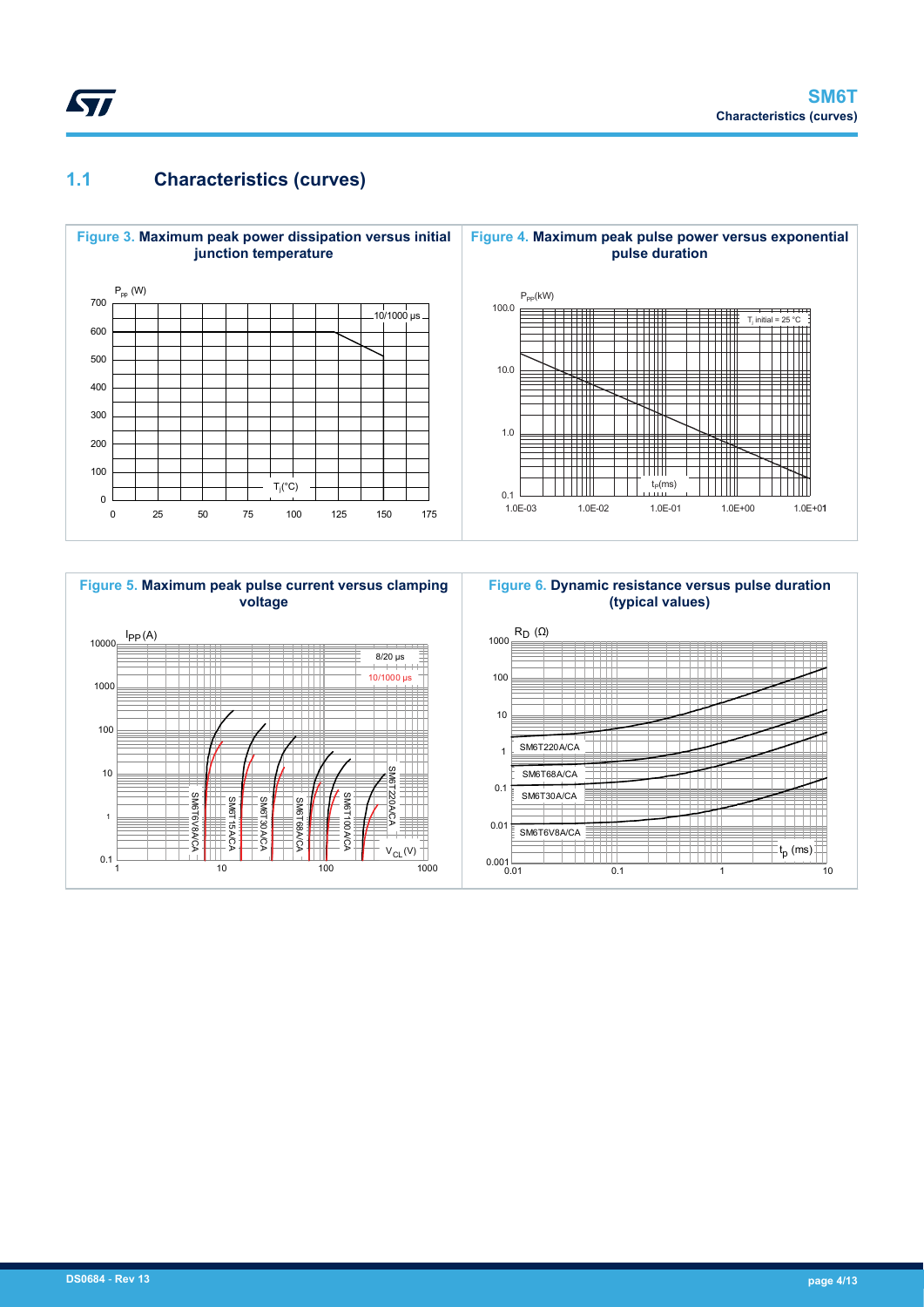## 1.1 Characteristics (curves)

**Figure 3. Maximum peak power dissipation versus initial junction temperature**

**Figure 4. Maximum peak pulse power versus exponential pulse duration**

**Figure 5. Maximum peak pulse current versus clamping voltage**

**Figure 6. Dynamic resistance versus pulse duration (typical values)**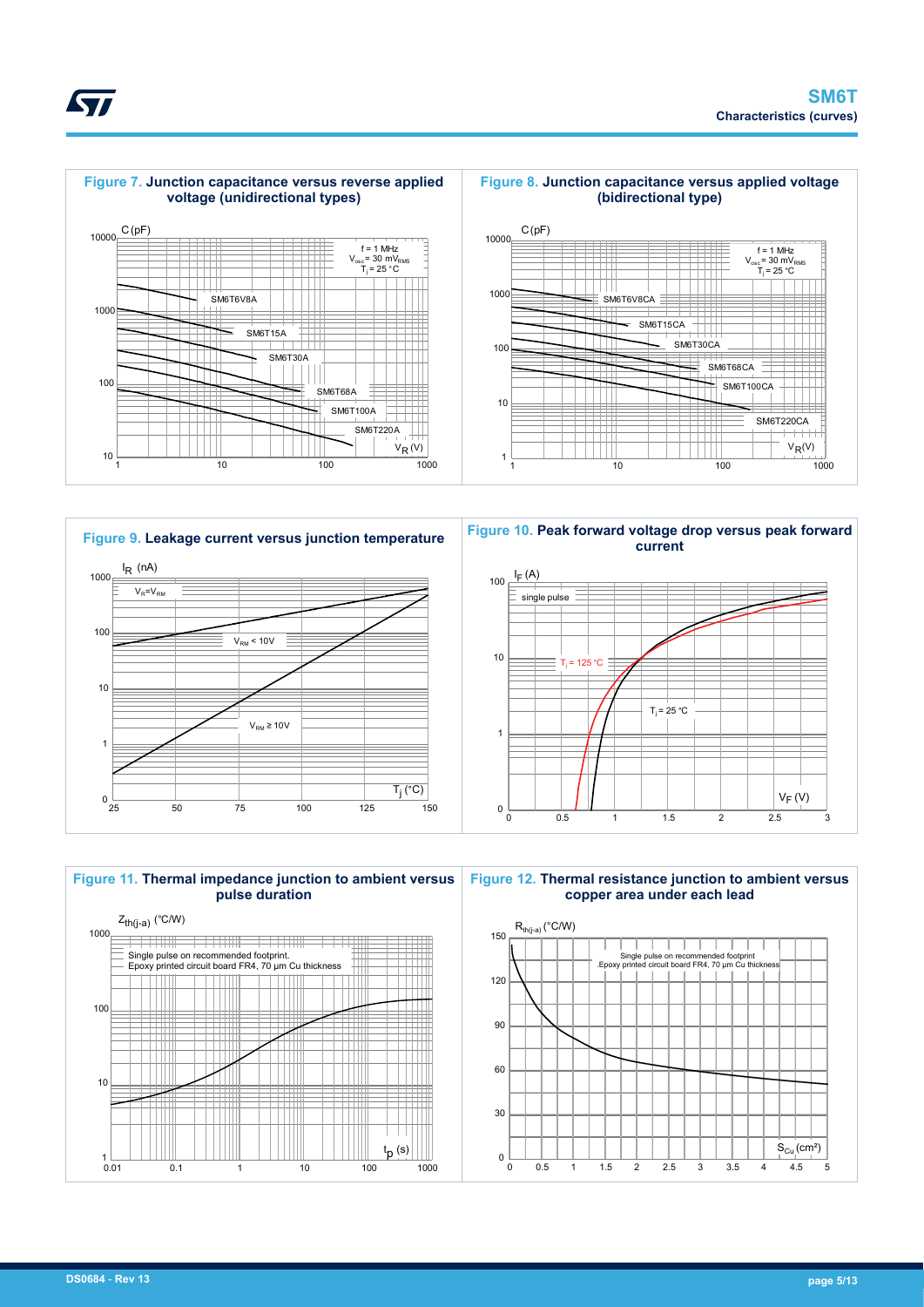**Figure 7. Junction capacitance versus reverse applied voltage (unidirectional types)**

**Figure 8. Junction capacitance versus applied voltage (bidirectional type)**

**Figure 9. Leakage current versus junction temperature**

**Figure 10. Peak forward voltage drop versus peak forward current**

**Figure 11. Thermal impedance junction to ambient versus pulse duration**

**Figure 12. Thermal resistance junction to ambient versus copper area under each lead**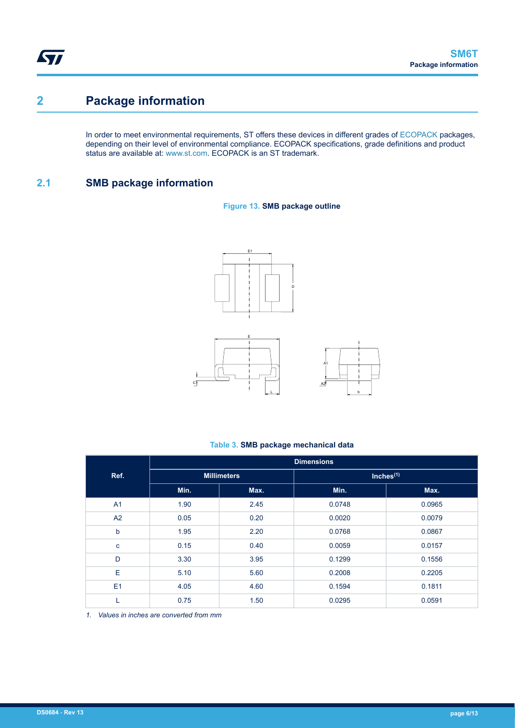# 2 Package information

In order to meet environmental requirements, ST offers these devices in different grades of ECOPACK packages, depending on their level of environmental compliance. ECOPACK specifications, grade definitions and product status are available at: www.st.com. ECOPACK is an ST trademark.

## 2.1 SMB package information

**Figure 13. SMB package outline**

**Table 3. SMB package mechanical data**

| Ref. | Dimensions | | | |
|---|---|---|---|---|
| | Millimeters | | Inches(1) | |
| | Min. | Max. | Min. | Max. |
| A1 | 1.90 | 2.45 | 0.0748 | 0.0965 |
| A2 | 0.05 | 0.20 | 0.0020 | 0.0079 |
| b | 1.95 | 2.20 | 0.0768 | 0.0867 |
| c | 0.15 | 0.40 | 0.0059 | 0.0157 |
| D | 3.30 | 3.95 | 0.1299 | 0.1556 |
| E | 5.10 | 5.60 | 0.2008 | 0.2205 |
| E1 | 4.05 | 4.60 | 0.1594 | 0.1811 |
| L | 0.75 | 1.50 | 0.0295 | 0.0591 |

*1. Values in inches are converted from mm*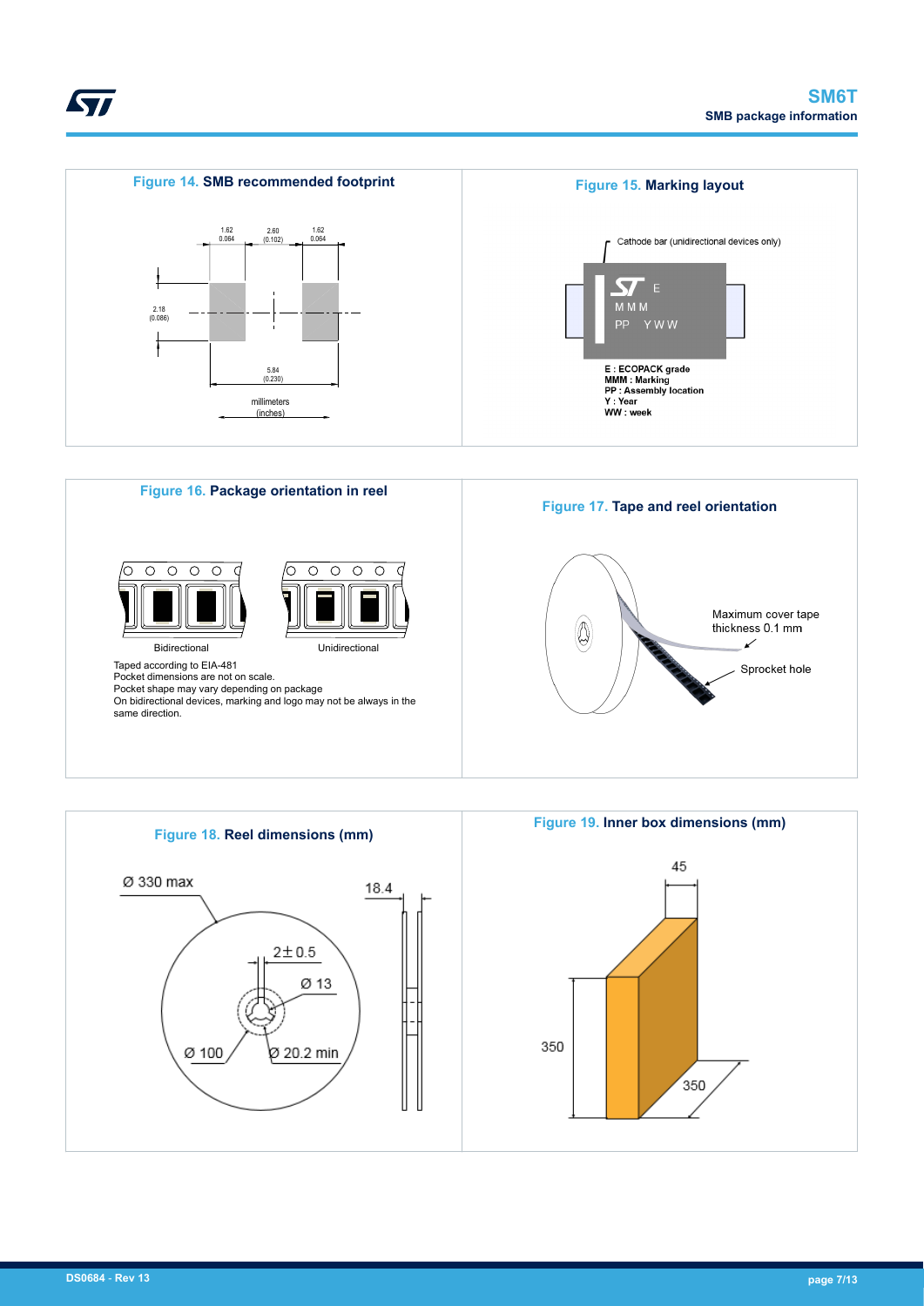**Figure 14. SMB recommended footprint**

1.62 (0.064) | 2.60 (0.102) | 1.62 (0.064)

2.18 (0.086)

5.84 (0.230)

millimeters (inches)

**Figure 15. Marking layout**

Cathode bar (unidirectional devices only)

E
M M M
PP Y W W

E : ECOPACK grade
MMM : Marking
PP : Assembly location
Y : Year
WW : week

**Figure 16. Package orientation in reel**

Bidirectional

Unidirectional

Taped according to EIA-481
Pocket dimensions are not on scale.
Pocket shape may vary depending on package
On bidirectional devices, marking and logo may not be always in the same direction.

**Figure 17. Tape and reel orientation**

Maximum cover tape thickness 0.1 mm

Sprocket hole

**Figure 18. Reel dimensions (mm)**

Ø 330 max

18.4

2 ± 0.5

Ø 13

Ø 100

Ø 20.2 min

**Figure 19. Inner box dimensions (mm)**

45

350

350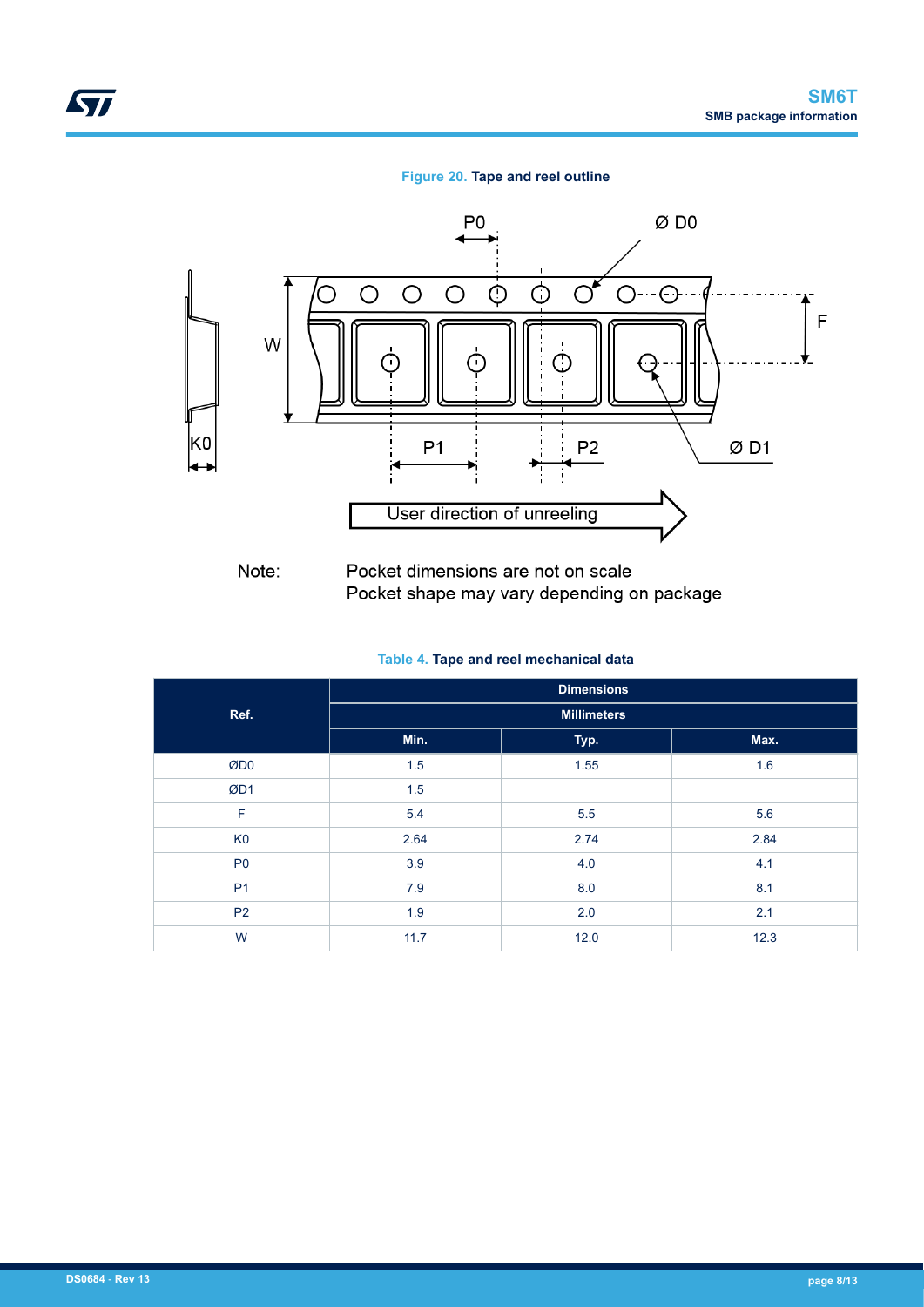**Figure 20.** Tape and reel outline

Note: Pocket dimensions are not on scale
Pocket shape may vary depending on package

**Table 4.** Tape and reel mechanical data

| Ref. | Dimensions | | |
|---|---|---|---|
| | Millimeters | | |
| | Min. | Typ. | Max. |
| ØD0 | 1.5 | 1.55 | 1.6 |
| ØD1 | 1.5 | | |
| F | 5.4 | 5.5 | 5.6 |
| K0 | 2.64 | 2.74 | 2.84 |
| P0 | 3.9 | 4.0 | 4.1 |
| P1 | 7.9 | 8.0 | 8.1 |
| P2 | 1.9 | 2.0 | 2.1 |
| W | 11.7 | 12.0 | 12.3 |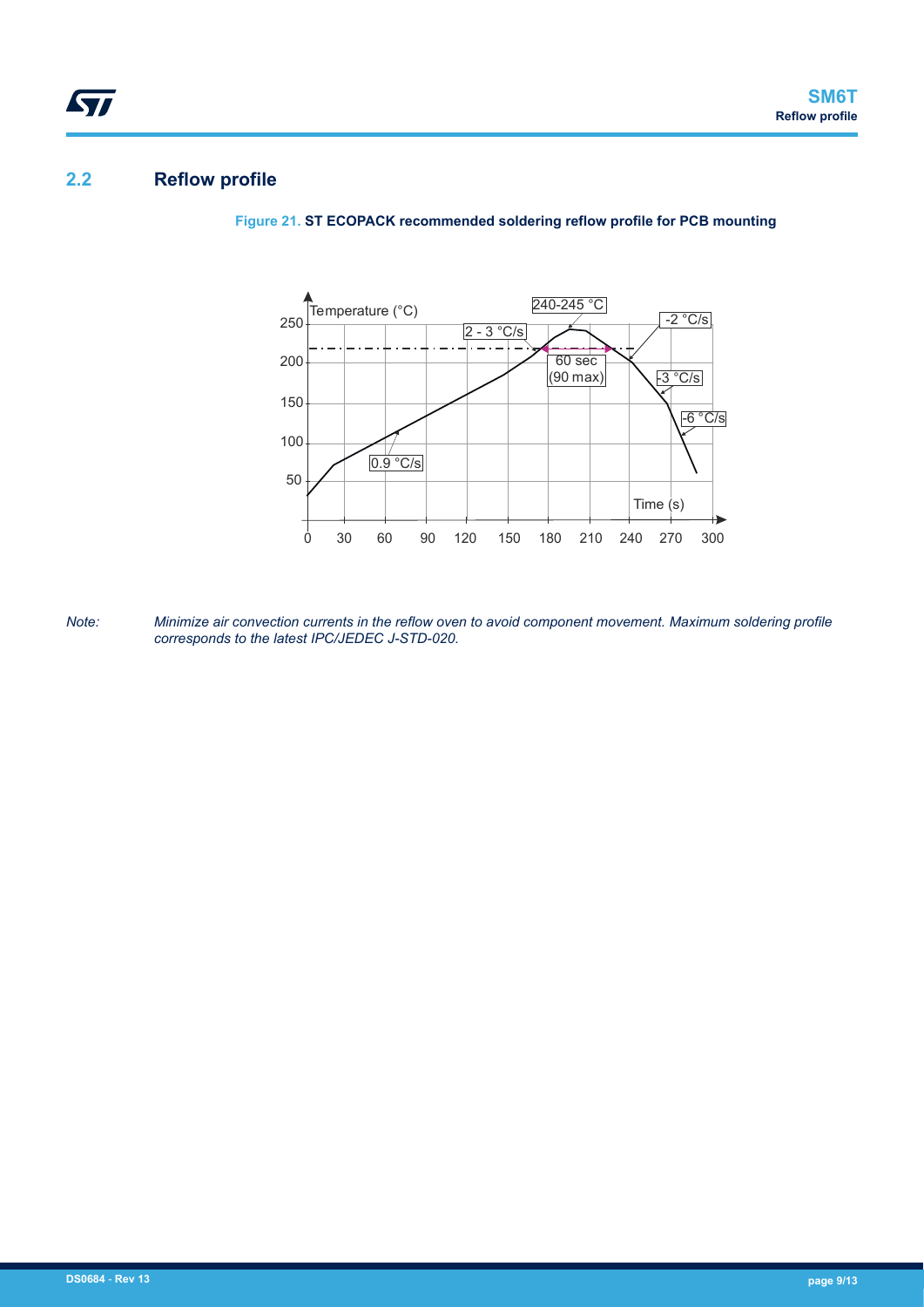## 2.2 Reflow profile

**Figure 21.** ST ECOPACK recommended soldering reflow profile for PCB mounting

*Note: Minimize air convection currents in the reflow oven to avoid component movement. Maximum soldering profile corresponds to the latest IPC/JEDEC J-STD-020.*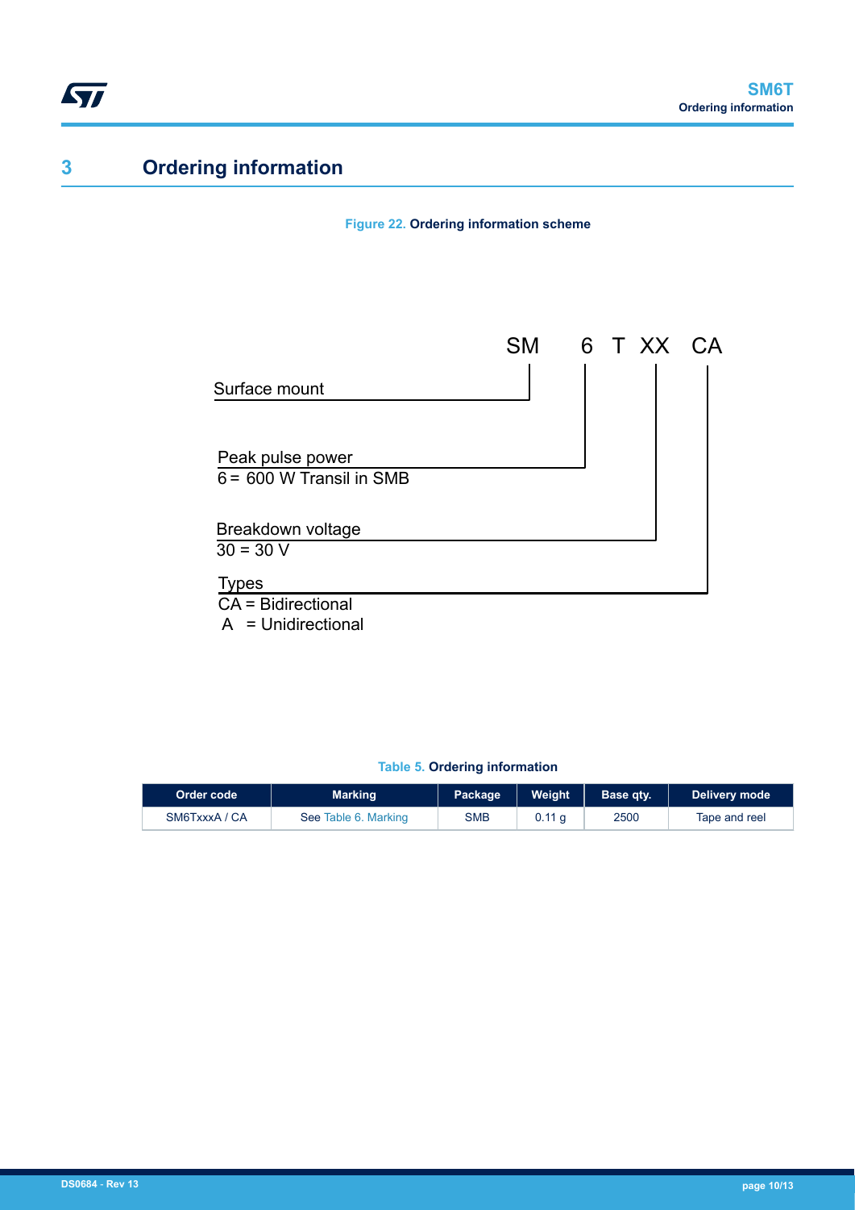## 3 Ordering information

**Figure 22. Ordering information scheme**

SM 6 T XX CA

- Surface mount → SM
- Peak pulse power → 6
  - 6 = 600 W Transil in SMB
- Breakdown voltage → XX
  - 30 = 30 V
- Types → CA
  - CA = Bidirectional
  - A = Unidirectional

**Table 5. Ordering information**

| Order code | Marking | Package | Weight | Base qty. | Delivery mode |
|---|---|---|---|---|---|
| SM6TxxxA / CA | See Table 6. Marking | SMB | 0.11 g | 2500 | Tape and reel |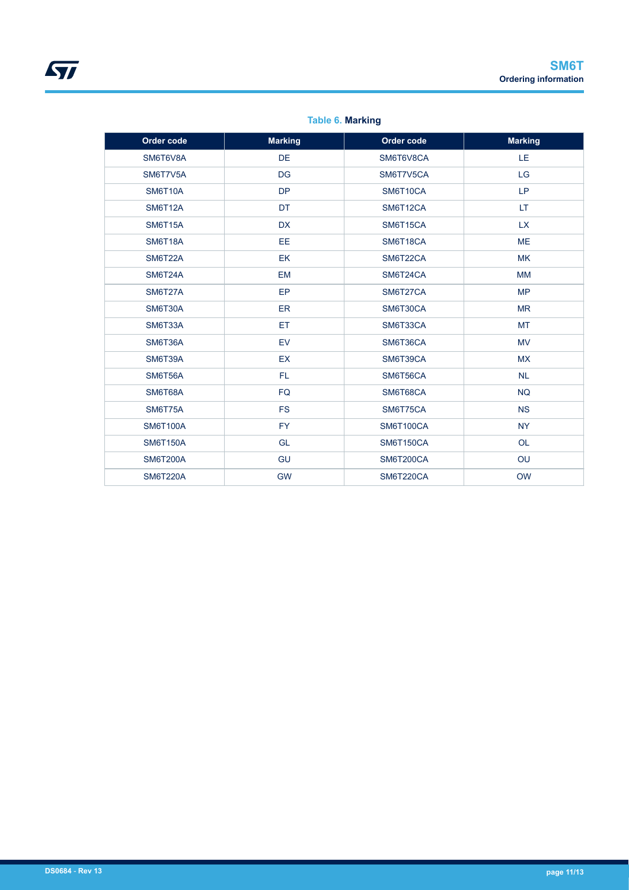**Table 6. Marking**

| Order code | Marking | Order code | Marking |
| --- | --- | --- | --- |
| SM6T6V8A | DE | SM6T6V8CA | LE |
| SM6T7V5A | DG | SM6T7V5CA | LG |
| SM6T10A | DP | SM6T10CA | LP |
| SM6T12A | DT | SM6T12CA | LT |
| SM6T15A | DX | SM6T15CA | LX |
| SM6T18A | EE | SM6T18CA | ME |
| SM6T22A | EK | SM6T22CA | MK |
| SM6T24A | EM | SM6T24CA | MM |
| SM6T27A | EP | SM6T27CA | MP |
| SM6T30A | ER | SM6T30CA | MR |
| SM6T33A | ET | SM6T33CA | MT |
| SM6T36A | EV | SM6T36CA | MV |
| SM6T39A | EX | SM6T39CA | MX |
| SM6T56A | FL | SM6T56CA | NL |
| SM6T68A | FQ | SM6T68CA | NQ |
| SM6T75A | FS | SM6T75CA | NS |
| SM6T100A | FY | SM6T100CA | NY |
| SM6T150A | GL | SM6T150CA | OL |
| SM6T200A | GU | SM6T200CA | OU |
| SM6T220A | GW | SM6T220CA | OW |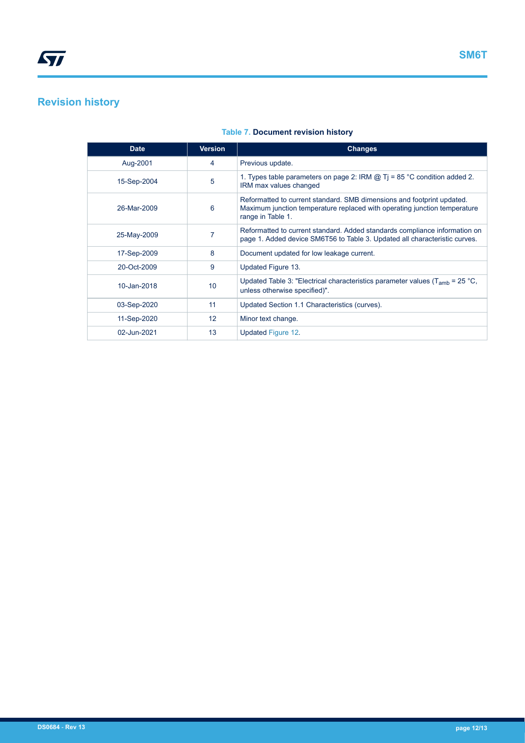## Revision history

**Table 7. Document revision history**

| Date | Version | Changes |
|---|---|---|
| Aug-2001 | 4 | Previous update. |
| 15-Sep-2004 | 5 | 1. Types table parameters on page 2: IRM @ Tj = 85 °C condition added 2. IRM max values changed |
| 26-Mar-2009 | 6 | Reformatted to current standard. SMB dimensions and footprint updated. Maximum junction temperature replaced with operating junction temperature range in Table 1. |
| 25-May-2009 | 7 | Reformatted to current standard. Added standards compliance information on page 1. Added device SM6T56 to Table 3. Updated all characteristic curves. |
| 17-Sep-2009 | 8 | Document updated for low leakage current. |
| 20-Oct-2009 | 9 | Updated Figure 13. |
| 10-Jan-2018 | 10 | Updated Table 3: "Electrical characteristics parameter values ($T_{amb}$ = 25 °C, unless otherwise specified)". |
| 03-Sep-2020 | 11 | Updated Section 1.1 Characteristics (curves). |
| 11-Sep-2020 | 12 | Minor text change. |
| 02-Jun-2021 | 13 | Updated Figure 12. |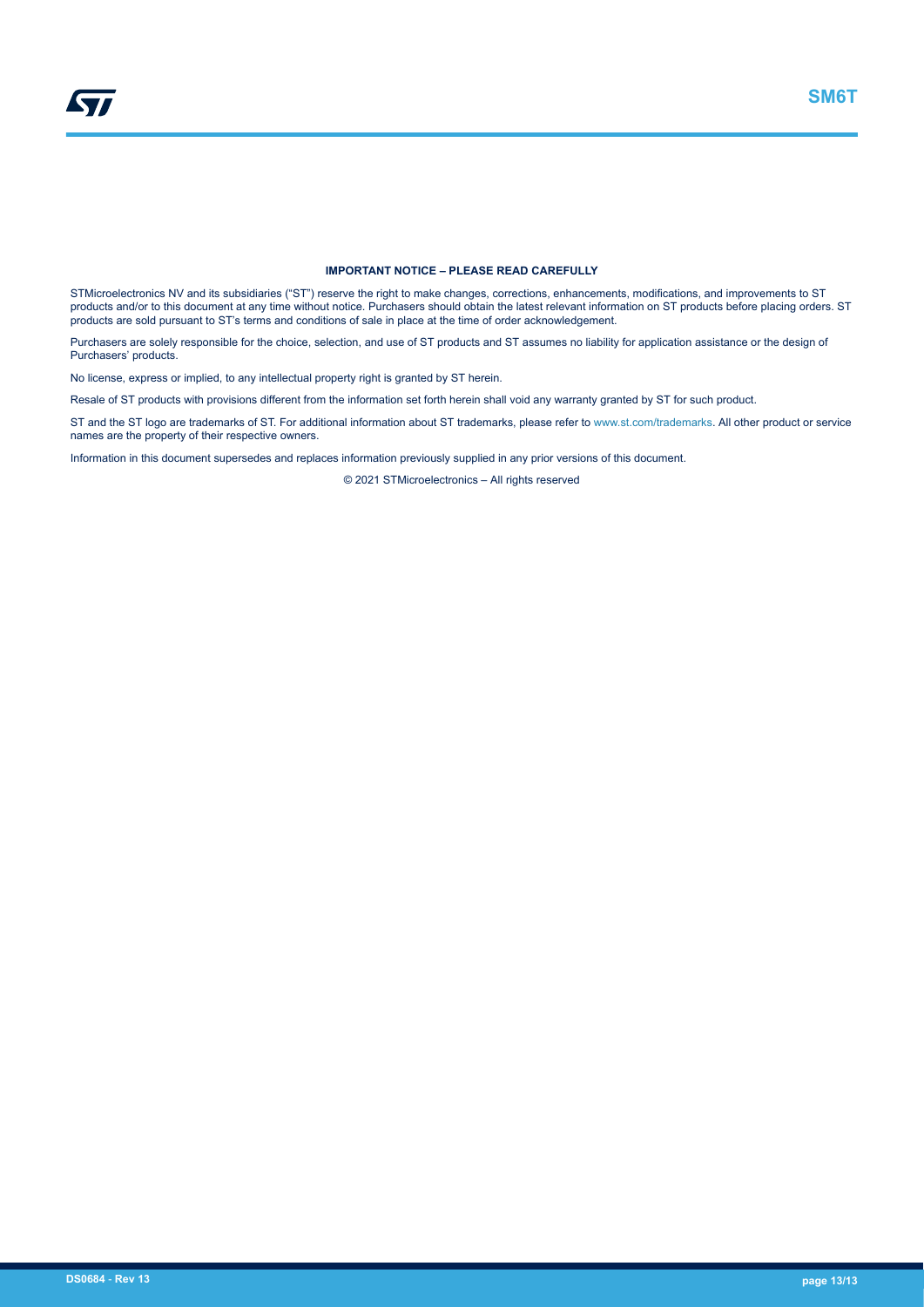**IMPORTANT NOTICE – PLEASE READ CAREFULLY**

STMicroelectronics NV and its subsidiaries ("ST") reserve the right to make changes, corrections, enhancements, modifications, and improvements to ST products and/or to this document at any time without notice. Purchasers should obtain the latest relevant information on ST products before placing orders. ST products are sold pursuant to ST's terms and conditions of sale in place at the time of order acknowledgement.

Purchasers are solely responsible for the choice, selection, and use of ST products and ST assumes no liability for application assistance or the design of Purchasers' products.

No license, express or implied, to any intellectual property right is granted by ST herein.

Resale of ST products with provisions different from the information set forth herein shall void any warranty granted by ST for such product.

ST and the ST logo are trademarks of ST. For additional information about ST trademarks, please refer to www.st.com/trademarks. All other product or service names are the property of their respective owners.

Information in this document supersedes and replaces information previously supplied in any prior versions of this document.

© 2021 STMicroelectronics – All rights reserved